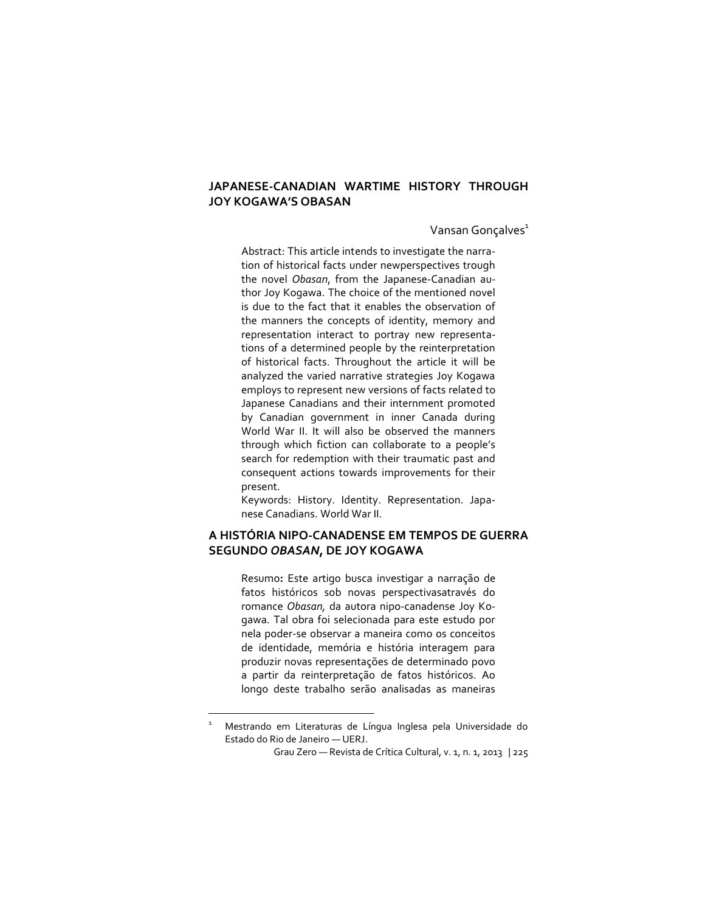## JAPANESE-CANADIAN WARTIME HISTORY THROUGH JOY KOGAWA'S OBASAN

Vansan Gonçalves[1]

Abstract: This article intends to investigate the narration of historical facts under newperspectives trough the novel *Obasan*, from the Japanese-Canadian author Joy Kogawa. The choice of the mentioned novel is due to the fact that it enables the observation of the manners the concepts of identity, memory and representation interact to portray new representations of a determined people by the reinterpretation of historical facts. Throughout the article it will be analyzed the varied narrative strategies Joy Kogawa employs to represent new versions of facts related to Japanese Canadians and their internment promoted by Canadian government in inner Canada during World War II. It will also be observed the manners through which fiction can collaborate to a people's search for redemption with their traumatic past and consequent actions towards improvements for their present.

Keywords: History. Identity. Representation. Japanese Canadians. World War II.

## A HISTÓRIA NIPO-CANADENSE EM TEMPOS DE GUERRA SEGUNDO *OBASAN*, DE JOY KOGAWA

**Resumo:** Este artigo busca investigar a narração de fatos históricos sob novas perspectivasatravés do romance *Obasan,* da autora nipo-canadense Joy Kogawa. Tal obra foi selecionada para este estudo por nela poder-se observar a maneira como os conceitos de identidade, memória e história interagem para produzir novas representações de determinado povo a partir da reinterpretação de fatos históricos. Ao longo deste trabalho serão analisadas as maneiras

---

[1] Mestrando em Literaturas de Língua Inglesa pela Universidade do Estado do Rio de Janeiro — UERJ.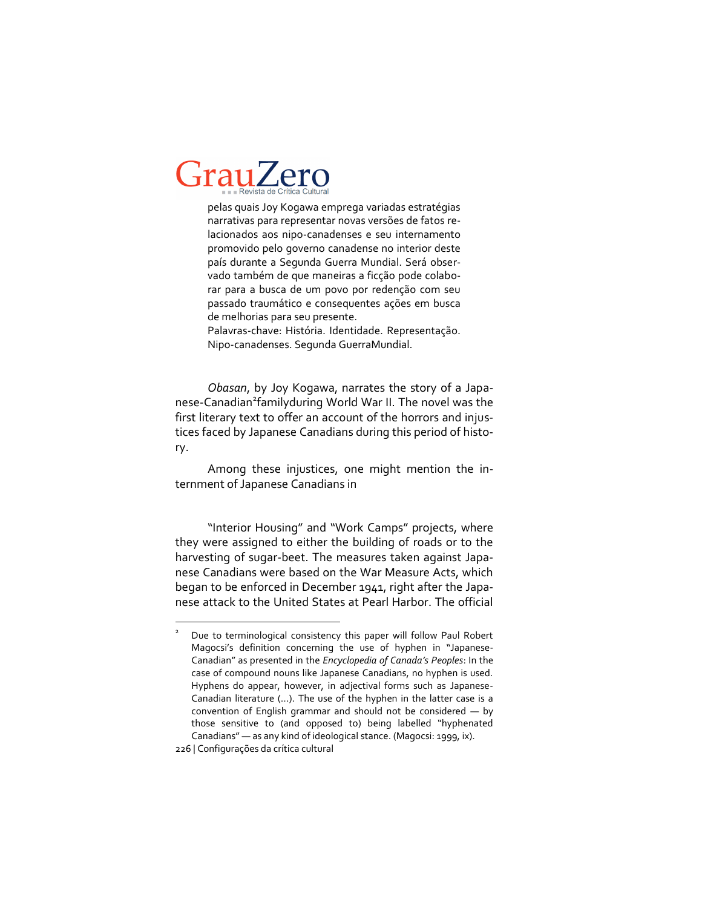pelas quais Joy Kogawa emprega variadas estratégias narrativas para representar novas versões de fatos relacionados aos nipo-canadenses e seu internamento promovido pelo governo canadense no interior deste país durante a Segunda Guerra Mundial. Será observado também de que maneiras a ficção pode colaborar para a busca de um povo por redenção com seu passado traumático e consequentes ações em busca de melhorias para seu presente.

Palavras-chave: História. Identidade. Representação. Nipo-canadenses. Segunda GuerraMundial.

*Obasan*, by Joy Kogawa, narrates the story of a Japanese-Canadian[2]familyduring World War II. The novel was the first literary text to offer an account of the horrors and injustices faced by Japanese Canadians during this period of history.

Among these injustices, one might mention the internment of Japanese Canadians in

"Interior Housing" and "Work Camps" projects, where they were assigned to either the building of roads or to the harvesting of sugar-beet. The measures taken against Japanese Canadians were based on the War Measure Acts, which began to be enforced in December 1941, right after the Japanese attack to the United States at Pearl Harbor. The official

[2] Due to terminological consistency this paper will follow Paul Robert Magocsi's definition concerning the use of hyphen in "Japanese-Canadian" as presented in the *Encyclopedia of Canada's Peoples*: In the case of compound nouns like Japanese Canadians, no hyphen is used. Hyphens do appear, however, in adjectival forms such as Japanese-Canadian literature (...). The use of the hyphen in the latter case is a convention of English grammar and should not be considered — by those sensitive to (and opposed to) being labelled "hyphenated Canadians" — as any kind of ideological stance. (Magocsi: 1999, ix).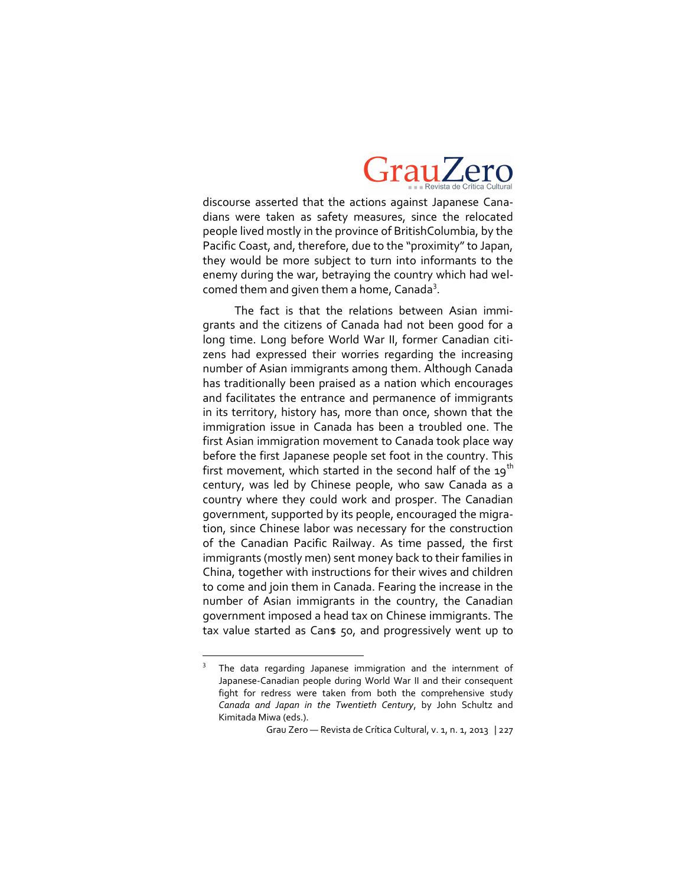discourse asserted that the actions against Japanese Canadians were taken as safety measures, since the relocated people lived mostly in the province of BritishColumbia, by the Pacific Coast, and, therefore, due to the "proximity" to Japan, they would be more subject to turn into informants to the enemy during the war, betraying the country which had welcomed them and given them a home, Canada[3].

The fact is that the relations between Asian immigrants and the citizens of Canada had not been good for a long time. Long before World War II, former Canadian citizens had expressed their worries regarding the increasing number of Asian immigrants among them. Although Canada has traditionally been praised as a nation which encourages and facilitates the entrance and permanence of immigrants in its territory, history has, more than once, shown that the immigration issue in Canada has been a troubled one. The first Asian immigration movement to Canada took place way before the first Japanese people set foot in the country. This first movement, which started in the second half of the 19th century, was led by Chinese people, who saw Canada as a country where they could work and prosper. The Canadian government, supported by its people, encouraged the migration, since Chinese labor was necessary for the construction of the Canadian Pacific Railway. As time passed, the first immigrants (mostly men) sent money back to their families in China, together with instructions for their wives and children to come and join them in Canada. Fearing the increase in the number of Asian immigrants in the country, the Canadian government imposed a head tax on Chinese immigrants. The tax value started as Can$ 50, and progressively went up to

---

[3] The data regarding Japanese immigration and the internment of Japanese-Canadian people during World War II and their consequent fight for redress were taken from both the comprehensive study *Canada and Japan in the Twentieth Century*, by John Schultz and Kimitada Miwa (eds.).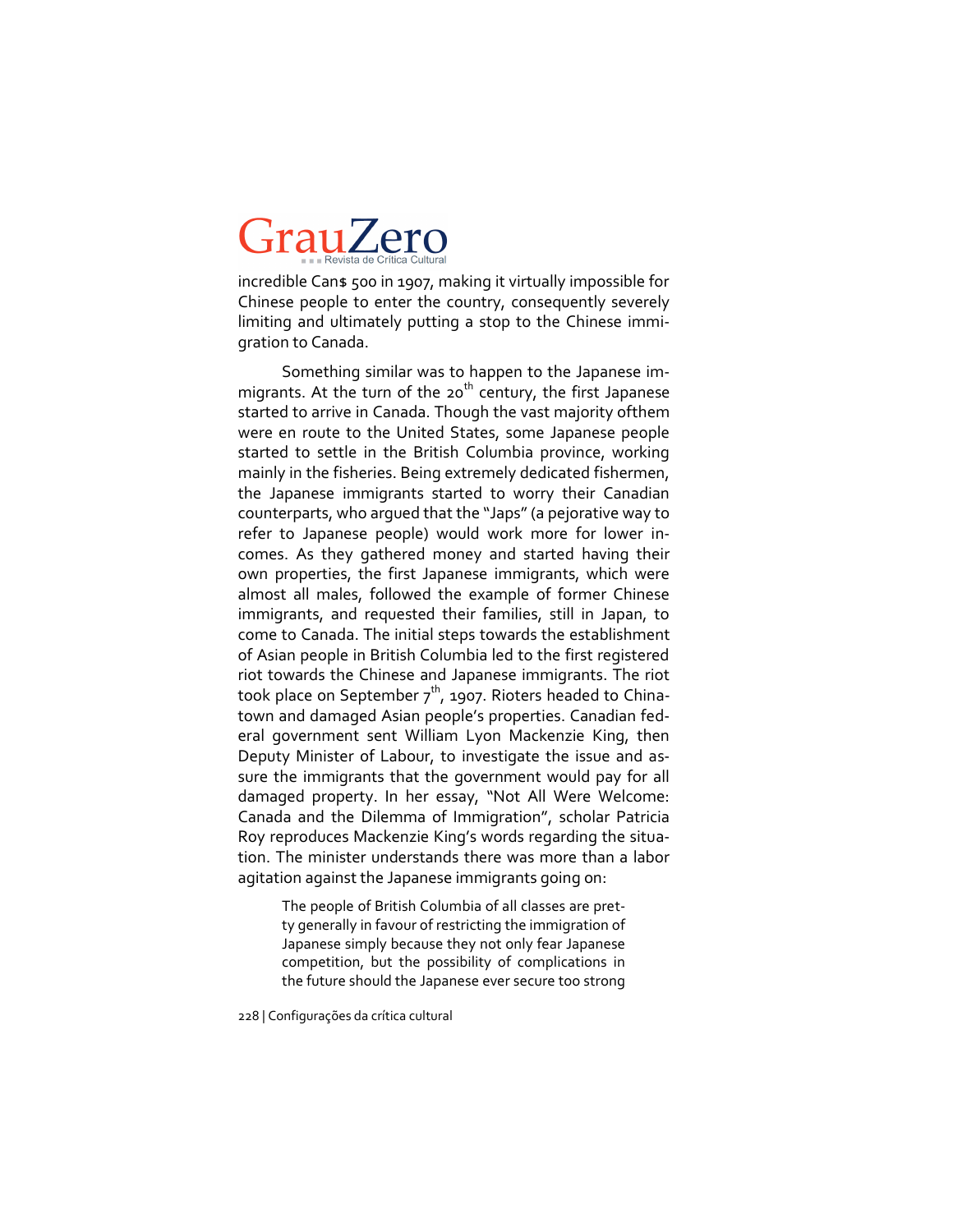incredible Can$ 500 in 1907, making it virtually impossible for Chinese people to enter the country, consequently severely limiting and ultimately putting a stop to the Chinese immigration to Canada.

Something similar was to happen to the Japanese immigrants. At the turn of the 20th century, the first Japanese started to arrive in Canada. Though the vast majority ofthem were en route to the United States, some Japanese people started to settle in the British Columbia province, working mainly in the fisheries. Being extremely dedicated fishermen, the Japanese immigrants started to worry their Canadian counterparts, who argued that the "Japs" (a pejorative way to refer to Japanese people) would work more for lower incomes. As they gathered money and started having their own properties, the first Japanese immigrants, which were almost all males, followed the example of former Chinese immigrants, and requested their families, still in Japan, to come to Canada. The initial steps towards the establishment of Asian people in British Columbia led to the first registered riot towards the Chinese and Japanese immigrants. The riot took place on September 7th, 1907. Rioters headed to Chinatown and damaged Asian people's properties. Canadian federal government sent William Lyon Mackenzie King, then Deputy Minister of Labour, to investigate the issue and assure the immigrants that the government would pay for all damaged property. In her essay, "Not All Were Welcome: Canada and the Dilemma of Immigration", scholar Patricia Roy reproduces Mackenzie King's words regarding the situation. The minister understands there was more than a labor agitation against the Japanese immigrants going on:

> The people of British Columbia of all classes are pretty generally in favour of restricting the immigration of Japanese simply because they not only fear Japanese competition, but the possibility of complications in the future should the Japanese ever secure too strong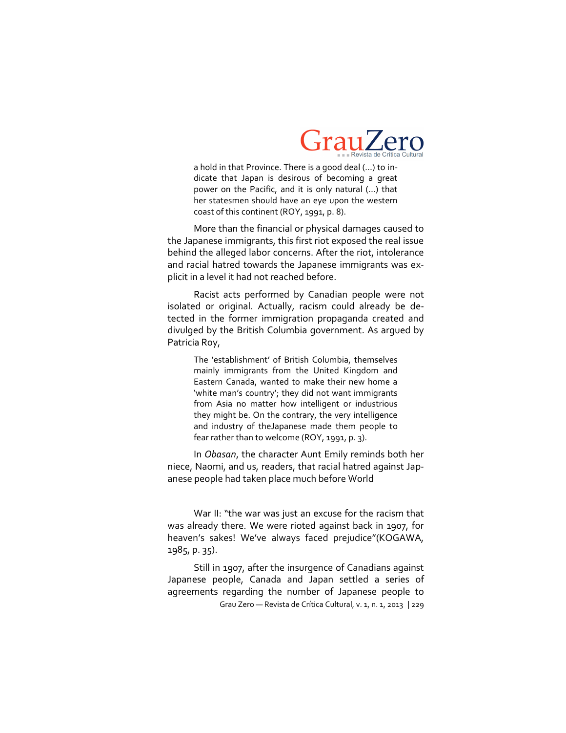> a hold in that Province. There is a good deal (...) to indicate that Japan is desirous of becoming a great power on the Pacific, and it is only natural (...) that her statesmen should have an eye upon the western coast of this continent (ROY, 1991, p. 8).

More than the financial or physical damages caused to the Japanese immigrants, this first riot exposed the real issue behind the alleged labor concerns. After the riot, intolerance and racial hatred towards the Japanese immigrants was explicit in a level it had not reached before.

Racist acts performed by Canadian people were not isolated or original. Actually, racism could already be detected in the former immigration propaganda created and divulged by the British Columbia government. As argued by Patricia Roy,

> The 'establishment' of British Columbia, themselves mainly immigrants from the United Kingdom and Eastern Canada, wanted to make their new home a 'white man's country'; they did not want immigrants from Asia no matter how intelligent or industrious they might be. On the contrary, the very intelligence and industry of theJapanese made them people to fear rather than to welcome (ROY, 1991, p. 3).

In *Obasan*, the character Aunt Emily reminds both her niece, Naomi, and us, readers, that racial hatred against Japanese people had taken place much before World War II: "the war was just an excuse for the racism that was already there. We were rioted against back in 1907, for heaven's sakes! We've always faced prejudice"(KOGAWA, 1985, p. 35).

Still in 1907, after the insurgence of Canadians against Japanese people, Canada and Japan settled a series of agreements regarding the number of Japanese people to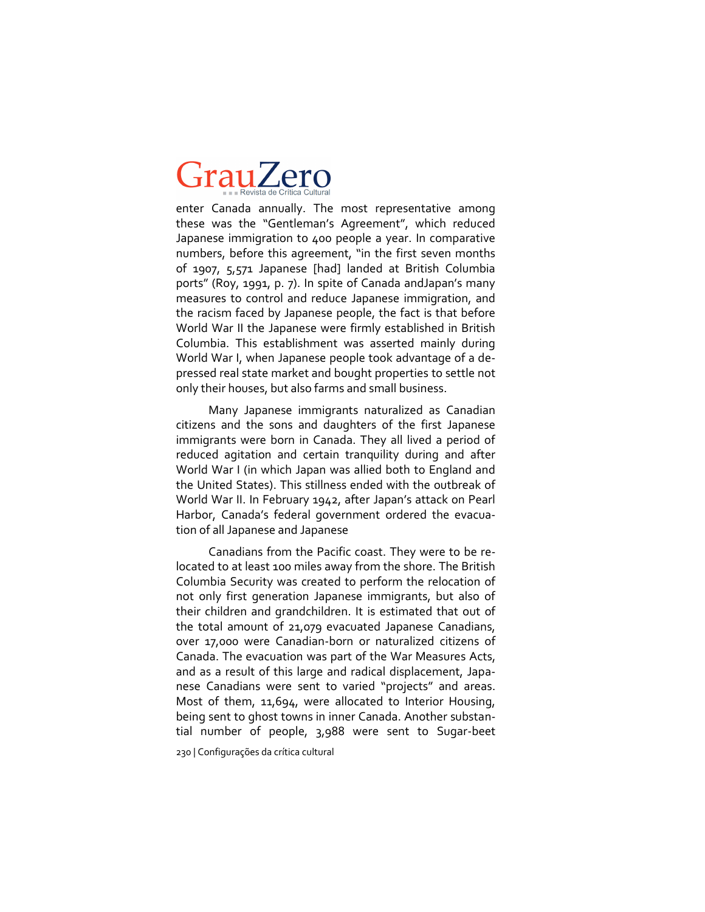enter Canada annually. The most representative among these was the "Gentleman's Agreement", which reduced Japanese immigration to 400 people a year. In comparative numbers, before this agreement, "in the first seven months of 1907, 5,571 Japanese [had] landed at British Columbia ports" (Roy, 1991, p. 7). In spite of Canada andJapan's many measures to control and reduce Japanese immigration, and the racism faced by Japanese people, the fact is that before World War II the Japanese were firmly established in British Columbia. This establishment was asserted mainly during World War I, when Japanese people took advantage of a depressed real state market and bought properties to settle not only their houses, but also farms and small business.

Many Japanese immigrants naturalized as Canadian citizens and the sons and daughters of the first Japanese immigrants were born in Canada. They all lived a period of reduced agitation and certain tranquility during and after World War I (in which Japan was allied both to England and the United States). This stillness ended with the outbreak of World War II. In February 1942, after Japan's attack on Pearl Harbor, Canada's federal government ordered the evacuation of all Japanese and Japanese

Canadians from the Pacific coast. They were to be relocated to at least 100 miles away from the shore. The British Columbia Security was created to perform the relocation of not only first generation Japanese immigrants, but also of their children and grandchildren. It is estimated that out of the total amount of 21,079 evacuated Japanese Canadians, over 17,000 were Canadian-born or naturalized citizens of Canada. The evacuation was part of the War Measures Acts, and as a result of this large and radical displacement, Japanese Canadians were sent to varied "projects" and areas. Most of them, 11,694, were allocated to Interior Housing, being sent to ghost towns in inner Canada. Another substantial number of people, 3,988 were sent to Sugar-beet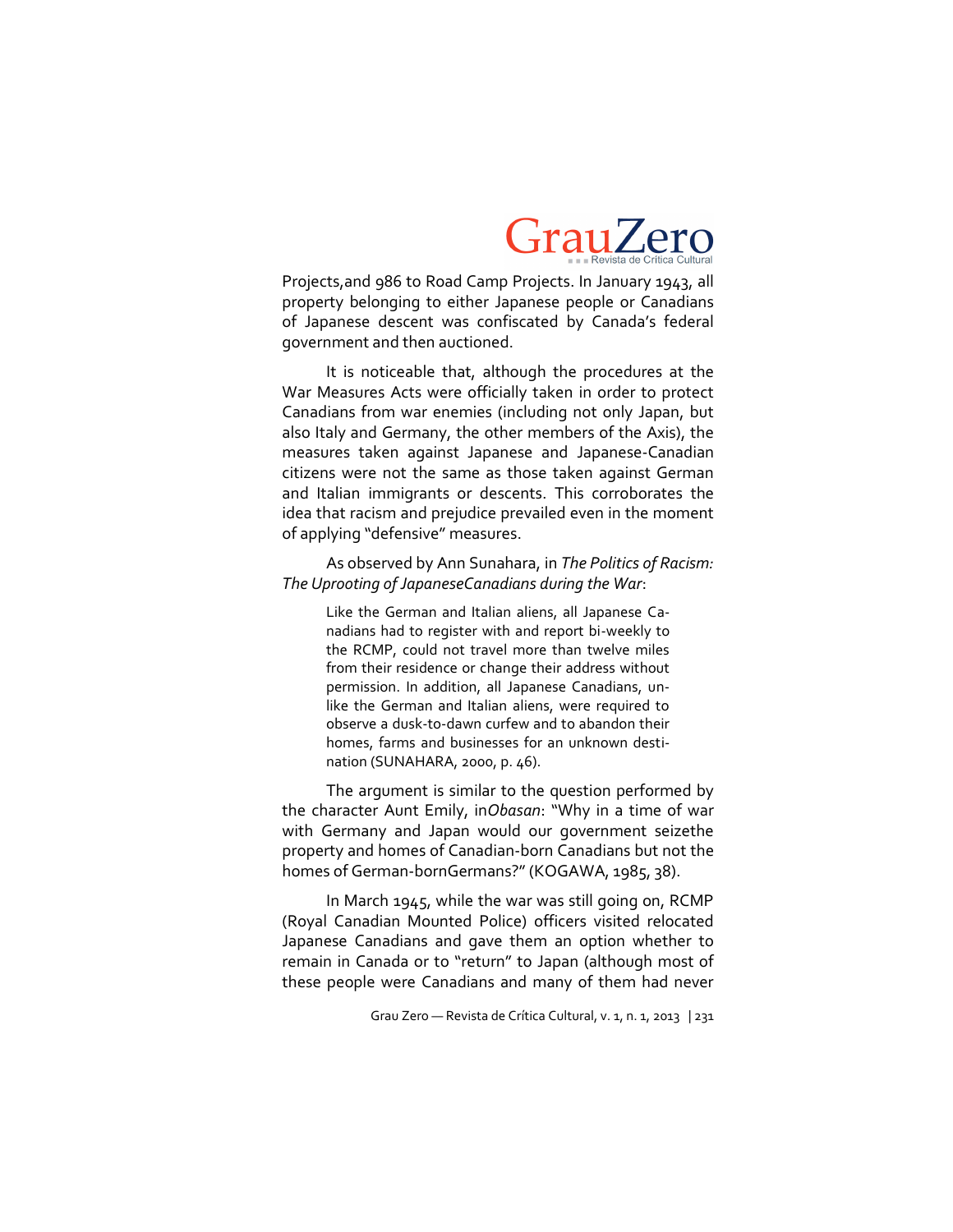Projects,and 986 to Road Camp Projects. In January 1943, all property belonging to either Japanese people or Canadians of Japanese descent was confiscated by Canada's federal government and then auctioned.

It is noticeable that, although the procedures at the War Measures Acts were officially taken in order to protect Canadians from war enemies (including not only Japan, but also Italy and Germany, the other members of the Axis), the measures taken against Japanese and Japanese-Canadian citizens were not the same as those taken against German and Italian immigrants or descents. This corroborates the idea that racism and prejudice prevailed even in the moment of applying "defensive" measures.

As observed by Ann Sunahara, in *The Politics of Racism: The Uprooting of JapaneseCanadians during the War*:

> Like the German and Italian aliens, all Japanese Canadians had to register with and report bi-weekly to the RCMP, could not travel more than twelve miles from their residence or change their address without permission. In addition, all Japanese Canadians, unlike the German and Italian aliens, were required to observe a dusk-to-dawn curfew and to abandon their homes, farms and businesses for an unknown destination (SUNAHARA, 2000, p. 46).

The argument is similar to the question performed by the character Aunt Emily, in*Obasan*: "Why in a time of war with Germany and Japan would our government seizethe property and homes of Canadian-born Canadians but not the homes of German-bornGermans?" (KOGAWA, 1985, 38).

In March 1945, while the war was still going on, RCMP (Royal Canadian Mounted Police) officers visited relocated Japanese Canadians and gave them an option whether to remain in Canada or to "return" to Japan (although most of these people were Canadians and many of them had never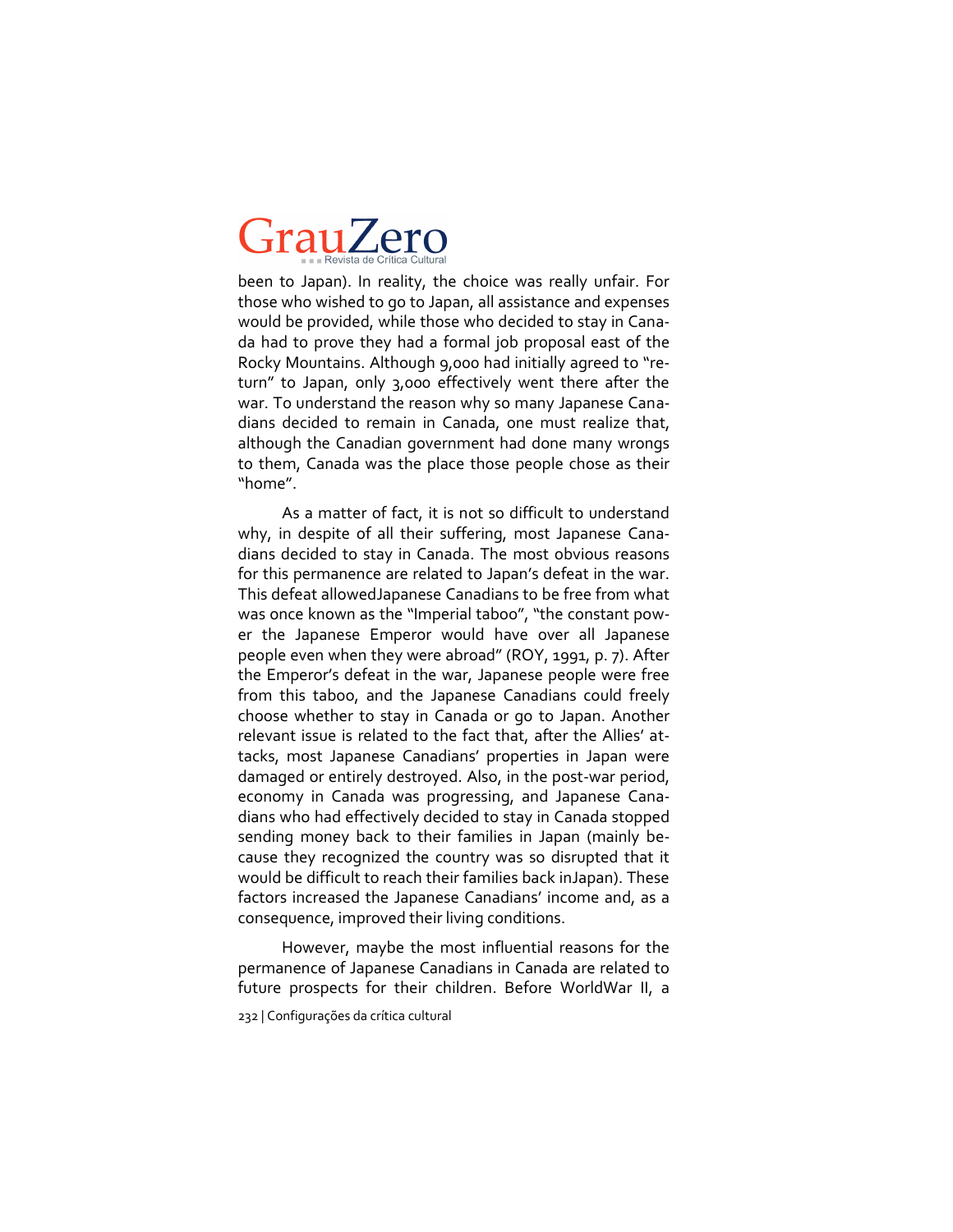been to Japan). In reality, the choice was really unfair. For those who wished to go to Japan, all assistance and expenses would be provided, while those who decided to stay in Canada had to prove they had a formal job proposal east of the Rocky Mountains. Although 9,000 had initially agreed to "return" to Japan, only 3,000 effectively went there after the war. To understand the reason why so many Japanese Canadians decided to remain in Canada, one must realize that, although the Canadian government had done many wrongs to them, Canada was the place those people chose as their "home".

As a matter of fact, it is not so difficult to understand why, in despite of all their suffering, most Japanese Canadians decided to stay in Canada. The most obvious reasons for this permanence are related to Japan's defeat in the war. This defeat allowedJapanese Canadians to be free from what was once known as the "Imperial taboo", "the constant power the Japanese Emperor would have over all Japanese people even when they were abroad" (ROY, 1991, p. 7). After the Emperor's defeat in the war, Japanese people were free from this taboo, and the Japanese Canadians could freely choose whether to stay in Canada or go to Japan. Another relevant issue is related to the fact that, after the Allies' attacks, most Japanese Canadians' properties in Japan were damaged or entirely destroyed. Also, in the post-war period, economy in Canada was progressing, and Japanese Canadians who had effectively decided to stay in Canada stopped sending money back to their families in Japan (mainly because they recognized the country was so disrupted that it would be difficult to reach their families back inJapan). These factors increased the Japanese Canadians' income and, as a consequence, improved their living conditions.

However, maybe the most influential reasons for the permanence of Japanese Canadians in Canada are related to future prospects for their children. Before WorldWar II, a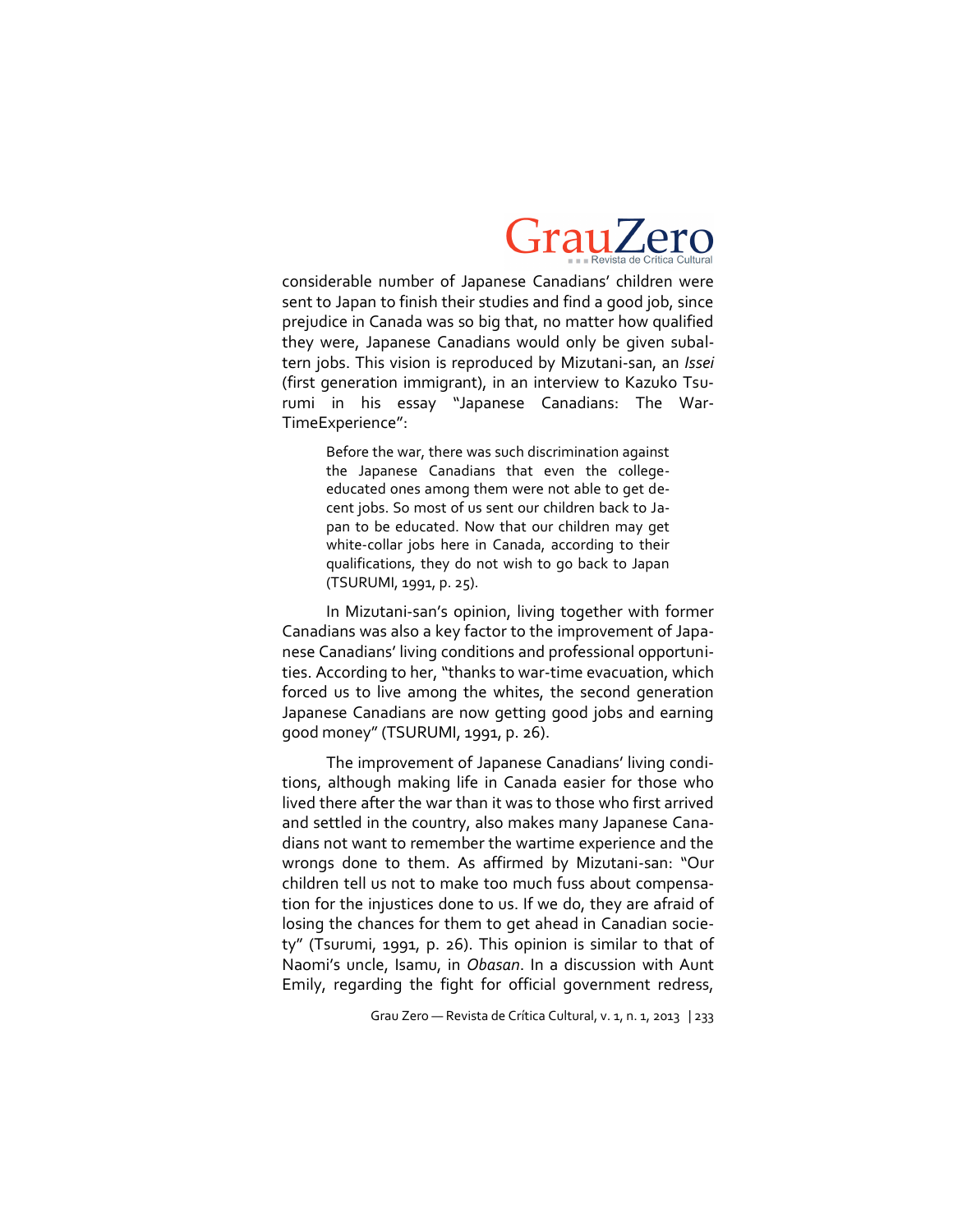considerable number of Japanese Canadians' children were sent to Japan to finish their studies and find a good job, since prejudice in Canada was so big that, no matter how qualified they were, Japanese Canadians would only be given subaltern jobs. This vision is reproduced by Mizutani-san, an *Issei* (first generation immigrant), in an interview to Kazuko Tsurumi in his essay "Japanese Canadians: The War-TimeExperience":

> Before the war, there was such discrimination against the Japanese Canadians that even the college-educated ones among them were not able to get decent jobs. So most of us sent our children back to Japan to be educated. Now that our children may get white-collar jobs here in Canada, according to their qualifications, they do not wish to go back to Japan (TSURUMI, 1991, p. 25).

In Mizutani-san's opinion, living together with former Canadians was also a key factor to the improvement of Japanese Canadians' living conditions and professional opportunities. According to her, "thanks to war-time evacuation, which forced us to live among the whites, the second generation Japanese Canadians are now getting good jobs and earning good money" (TSURUMI, 1991, p. 26).

The improvement of Japanese Canadians' living conditions, although making life in Canada easier for those who lived there after the war than it was to those who first arrived and settled in the country, also makes many Japanese Canadians not want to remember the wartime experience and the wrongs done to them. As affirmed by Mizutani-san: "Our children tell us not to make too much fuss about compensation for the injustices done to us. If we do, they are afraid of losing the chances for them to get ahead in Canadian society" (Tsurumi, 1991, p. 26). This opinion is similar to that of Naomi's uncle, Isamu, in *Obasan*. In a discussion with Aunt Emily, regarding the fight for official government redress,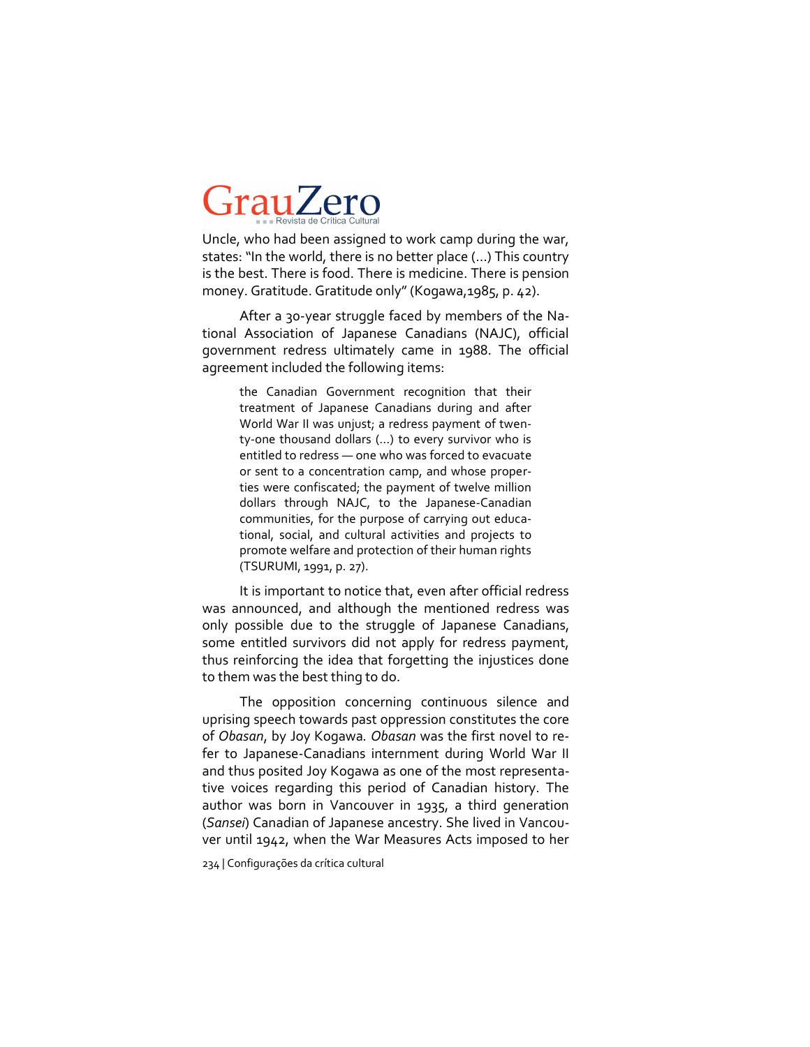Uncle, who had been assigned to work camp during the war, states: "In the world, there is no better place (...) This country is the best. There is food. There is medicine. There is pension money. Gratitude. Gratitude only" (Kogawa,1985, p. 42).

After a 30-year struggle faced by members of the National Association of Japanese Canadians (NAJC), official government redress ultimately came in 1988. The official agreement included the following items:

> the Canadian Government recognition that their treatment of Japanese Canadians during and after World War II was unjust; a redress payment of twenty-one thousand dollars (...) to every survivor who is entitled to redress — one who was forced to evacuate or sent to a concentration camp, and whose properties were confiscated; the payment of twelve million dollars through NAJC, to the Japanese-Canadian communities, for the purpose of carrying out educational, social, and cultural activities and projects to promote welfare and protection of their human rights (TSURUMI, 1991, p. 27).

It is important to notice that, even after official redress was announced, and although the mentioned redress was only possible due to the struggle of Japanese Canadians, some entitled survivors did not apply for redress payment, thus reinforcing the idea that forgetting the injustices done to them was the best thing to do.

The opposition concerning continuous silence and uprising speech towards past oppression constitutes the core of *Obasan*, by Joy Kogawa. *Obasan* was the first novel to refer to Japanese-Canadians internment during World War II and thus posited Joy Kogawa as one of the most representative voices regarding this period of Canadian history. The author was born in Vancouver in 1935, a third generation (*Sansei*) Canadian of Japanese ancestry. She lived in Vancouver until 1942, when the War Measures Acts imposed to her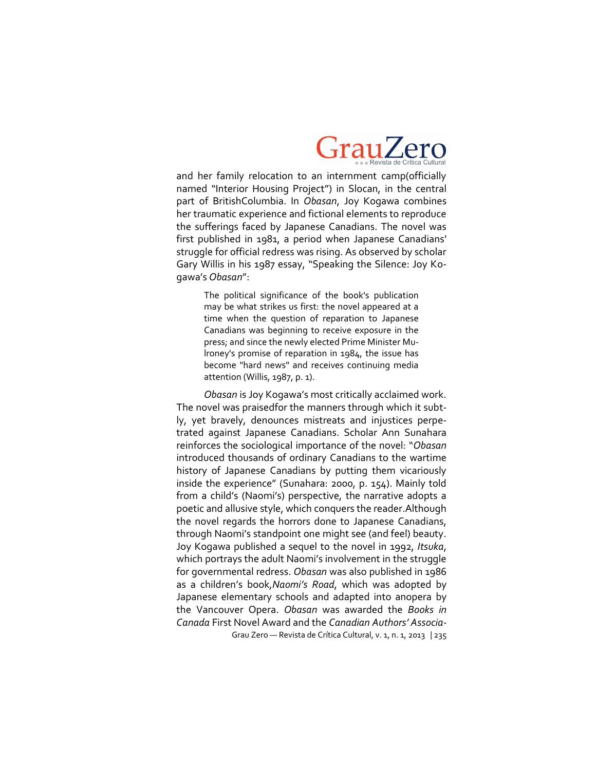and her family relocation to an internment camp(officially named "Interior Housing Project") in Slocan, in the central part of BritishColumbia. In *Obasan*, Joy Kogawa combines her traumatic experience and fictional elements to reproduce the sufferings faced by Japanese Canadians. The novel was first published in 1981, a period when Japanese Canadians' struggle for official redress was rising. As observed by scholar Gary Willis in his 1987 essay, "Speaking the Silence: Joy Kogawa's *Obasan*":

> The political significance of the book's publication may be what strikes us first: the novel appeared at a time when the question of reparation to Japanese Canadians was beginning to receive exposure in the press; and since the newly elected Prime Minister Mulroney's promise of reparation in 1984, the issue has become "hard news" and receives continuing media attention (Willis, 1987, p. 1).

*Obasan* is Joy Kogawa's most critically acclaimed work. The novel was praisedfor the manners through which it subtly, yet bravely, denounces mistreats and injustices perpetrated against Japanese Canadians. Scholar Ann Sunahara reinforces the sociological importance of the novel: "*Obasan* introduced thousands of ordinary Canadians to the wartime history of Japanese Canadians by putting them vicariously inside the experience" (Sunahara: 2000, p. 154). Mainly told from a child's (Naomi's) perspective, the narrative adopts a poetic and allusive style, which conquers the reader.Although the novel regards the horrors done to Japanese Canadians, through Naomi's standpoint one might see (and feel) beauty. Joy Kogawa published a sequel to the novel in 1992, *Itsuka*, which portrays the adult Naomi's involvement in the struggle for governmental redress. *Obasan* was also published in 1986 as a children's book,*Naomi's Road*, which was adopted by Japanese elementary schools and adapted into anopera by the Vancouver Opera. *Obasan* was awarded the *Books in Canada* First Novel Award and the *Canadian Authors' Associa-*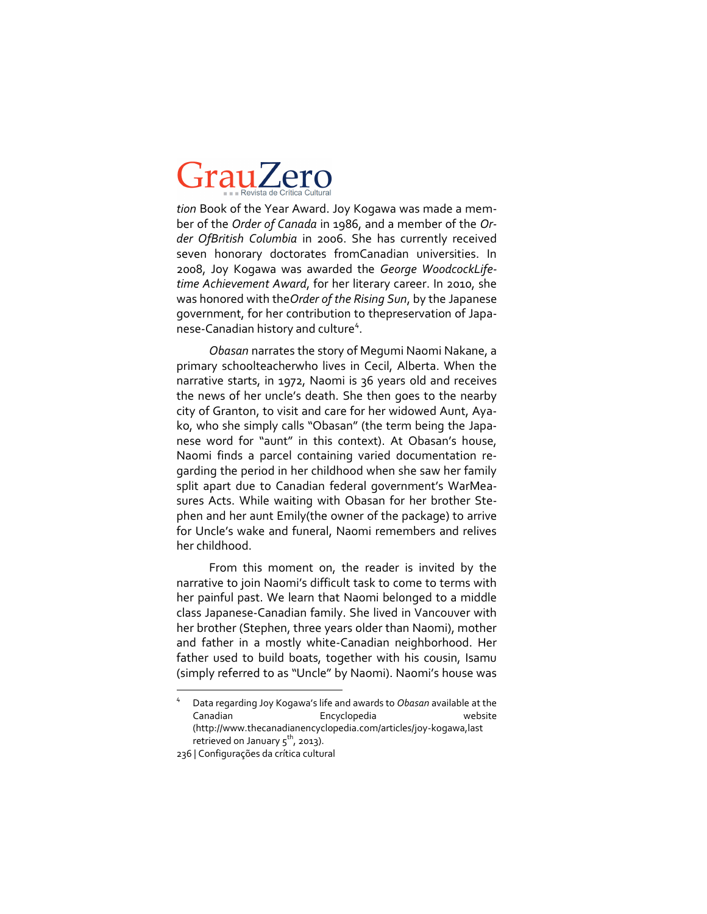*tion* Book of the Year Award. Joy Kogawa was made a member of the *Order of Canada* in 1986, and a member of the *Order OfBritish Columbia* in 2006. She has currently received seven honorary doctorates fromCanadian universities. In 2008, Joy Kogawa was awarded the *George WoodcockLifetime Achievement Award*, for her literary career. In 2010, she was honored with the*Order of the Rising Sun*, by the Japanese government, for her contribution to thepreservation of Japanese-Canadian history and culture[4].

*Obasan* narrates the story of Megumi Naomi Nakane, a primary schoolteacherwho lives in Cecil, Alberta. When the narrative starts, in 1972, Naomi is 36 years old and receives the news of her uncle's death. She then goes to the nearby city of Granton, to visit and care for her widowed Aunt, Ayako, who she simply calls "Obasan" (the term being the Japanese word for "aunt" in this context). At Obasan's house, Naomi finds a parcel containing varied documentation regarding the period in her childhood when she saw her family split apart due to Canadian federal government's WarMeasures Acts. While waiting with Obasan for her brother Stephen and her aunt Emily(the owner of the package) to arrive for Uncle's wake and funeral, Naomi remembers and relives her childhood.

From this moment on, the reader is invited by the narrative to join Naomi's difficult task to come to terms with her painful past. We learn that Naomi belonged to a middle class Japanese-Canadian family. She lived in Vancouver with her brother (Stephen, three years older than Naomi), mother and father in a mostly white-Canadian neighborhood. Her father used to build boats, together with his cousin, Isamu (simply referred to as "Uncle" by Naomi). Naomi's house was

---

[4] Data regarding Joy Kogawa's life and awards to *Obasan* available at the Canadian Encyclopedia website (http://www.thecanadianencyclopedia.com/articles/joy-kogawa,last retrieved on January 5th, 2013).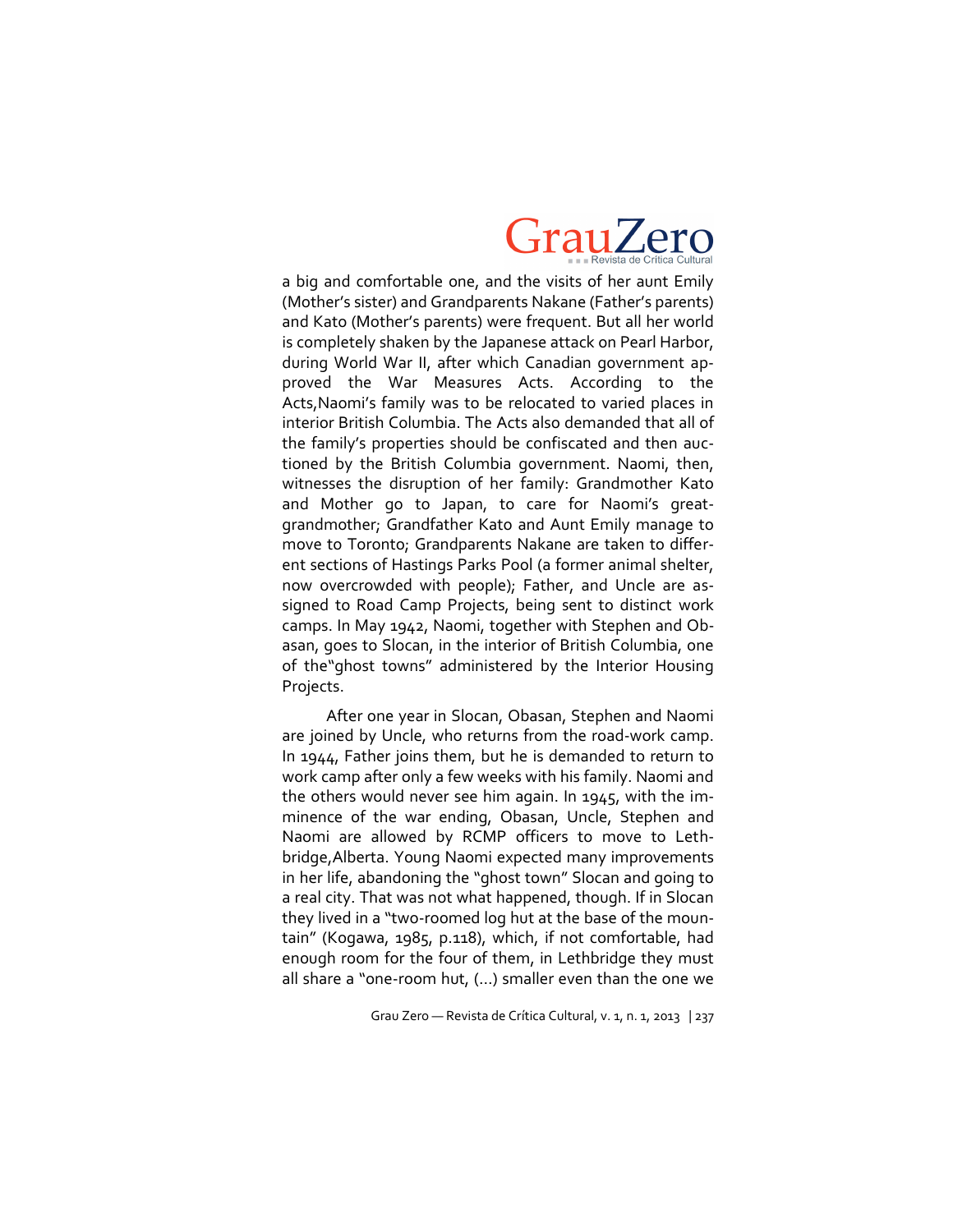a big and comfortable one, and the visits of her aunt Emily (Mother's sister) and Grandparents Nakane (Father's parents) and Kato (Mother's parents) were frequent. But all her world is completely shaken by the Japanese attack on Pearl Harbor, during World War II, after which Canadian government approved the War Measures Acts. According to the Acts,Naomi's family was to be relocated to varied places in interior British Columbia. The Acts also demanded that all of the family's properties should be confiscated and then auctioned by the British Columbia government. Naomi, then, witnesses the disruption of her family: Grandmother Kato and Mother go to Japan, to care for Naomi's great-grandmother; Grandfather Kato and Aunt Emily manage to move to Toronto; Grandparents Nakane are taken to different sections of Hastings Parks Pool (a former animal shelter, now overcrowded with people); Father, and Uncle are assigned to Road Camp Projects, being sent to distinct work camps. In May 1942, Naomi, together with Stephen and Obasan, goes to Slocan, in the interior of British Columbia, one of the"ghost towns" administered by the Interior Housing Projects.

After one year in Slocan, Obasan, Stephen and Naomi are joined by Uncle, who returns from the road-work camp. In 1944, Father joins them, but he is demanded to return to work camp after only a few weeks with his family. Naomi and the others would never see him again. In 1945, with the imminence of the war ending, Obasan, Uncle, Stephen and Naomi are allowed by RCMP officers to move to Lethbridge,Alberta. Young Naomi expected many improvements in her life, abandoning the "ghost town" Slocan and going to a real city. That was not what happened, though. If in Slocan they lived in a "two-roomed log hut at the base of the mountain" (Kogawa, 1985, p.118), which, if not comfortable, had enough room for the four of them, in Lethbridge they must all share a "one-room hut, (...) smaller even than the one we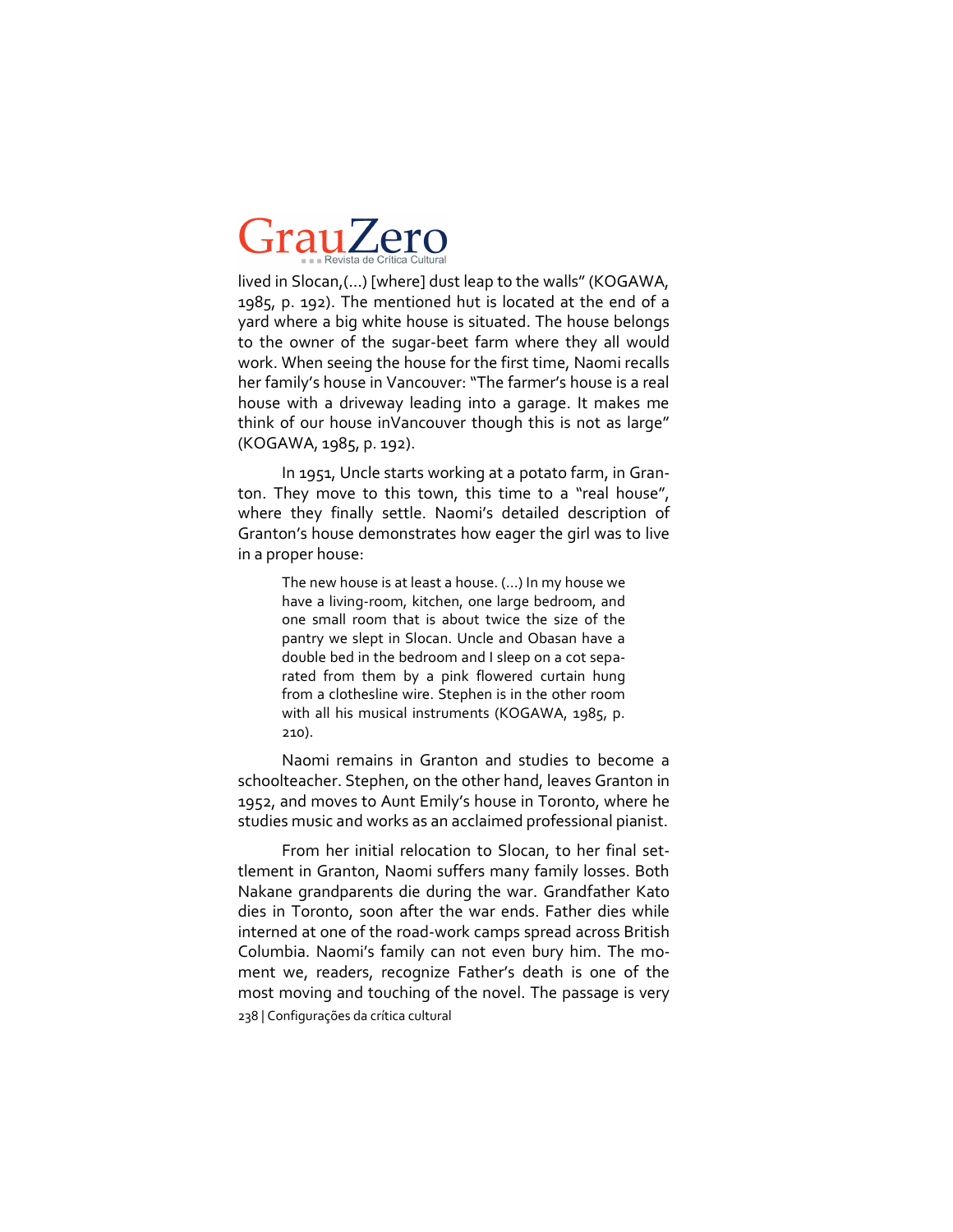lived in Slocan,(...) [where] dust leap to the walls" (KOGAWA, 1985, p. 192). The mentioned hut is located at the end of a yard where a big white house is situated. The house belongs to the owner of the sugar-beet farm where they all would work. When seeing the house for the first time, Naomi recalls her family's house in Vancouver: "The farmer's house is a real house with a driveway leading into a garage. It makes me think of our house inVancouver though this is not as large" (KOGAWA, 1985, p. 192).

In 1951, Uncle starts working at a potato farm, in Granton. They move to this town, this time to a "real house", where they finally settle. Naomi's detailed description of Granton's house demonstrates how eager the girl was to live in a proper house:

> The new house is at least a house. (...) In my house we have a living-room, kitchen, one large bedroom, and one small room that is about twice the size of the pantry we slept in Slocan. Uncle and Obasan have a double bed in the bedroom and I sleep on a cot separated from them by a pink flowered curtain hung from a clothesline wire. Stephen is in the other room with all his musical instruments (KOGAWA, 1985, p. 210).

Naomi remains in Granton and studies to become a schoolteacher. Stephen, on the other hand, leaves Granton in 1952, and moves to Aunt Emily's house in Toronto, where he studies music and works as an acclaimed professional pianist.

From her initial relocation to Slocan, to her final settlement in Granton, Naomi suffers many family losses. Both Nakane grandparents die during the war. Grandfather Kato dies in Toronto, soon after the war ends. Father dies while interned at one of the road-work camps spread across British Columbia. Naomi's family can not even bury him. The moment we, readers, recognize Father's death is one of the most moving and touching of the novel. The passage is very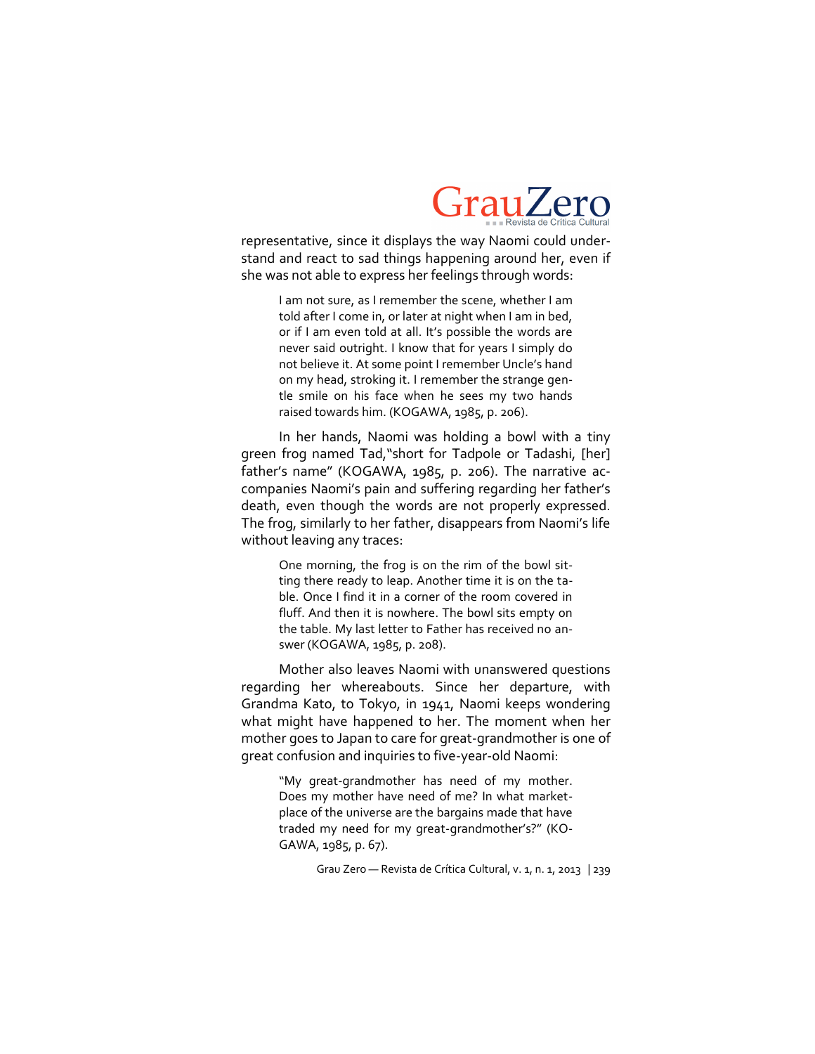representative, since it displays the way Naomi could understand and react to sad things happening around her, even if she was not able to express her feelings through words:

> I am not sure, as I remember the scene, whether I am told after I come in, or later at night when I am in bed, or if I am even told at all. It's possible the words are never said outright. I know that for years I simply do not believe it. At some point I remember Uncle's hand on my head, stroking it. I remember the strange gentle smile on his face when he sees my two hands raised towards him. (KOGAWA, 1985, p. 206).

In her hands, Naomi was holding a bowl with a tiny green frog named Tad,"short for Tadpole or Tadashi, [her] father's name" (KOGAWA, 1985, p. 206). The narrative accompanies Naomi's pain and suffering regarding her father's death, even though the words are not properly expressed. The frog, similarly to her father, disappears from Naomi's life without leaving any traces:

> One morning, the frog is on the rim of the bowl sitting there ready to leap. Another time it is on the table. Once I find it in a corner of the room covered in fluff. And then it is nowhere. The bowl sits empty on the table. My last letter to Father has received no answer (KOGAWA, 1985, p. 208).

Mother also leaves Naomi with unanswered questions regarding her whereabouts. Since her departure, with Grandma Kato, to Tokyo, in 1941, Naomi keeps wondering what might have happened to her. The moment when her mother goes to Japan to care for great-grandmother is one of great confusion and inquiries to five-year-old Naomi:

> "My great-grandmother has need of my mother. Does my mother have need of me? In what marketplace of the universe are the bargains made that have traded my need for my great-grandmother's?" (KOGAWA, 1985, p. 67).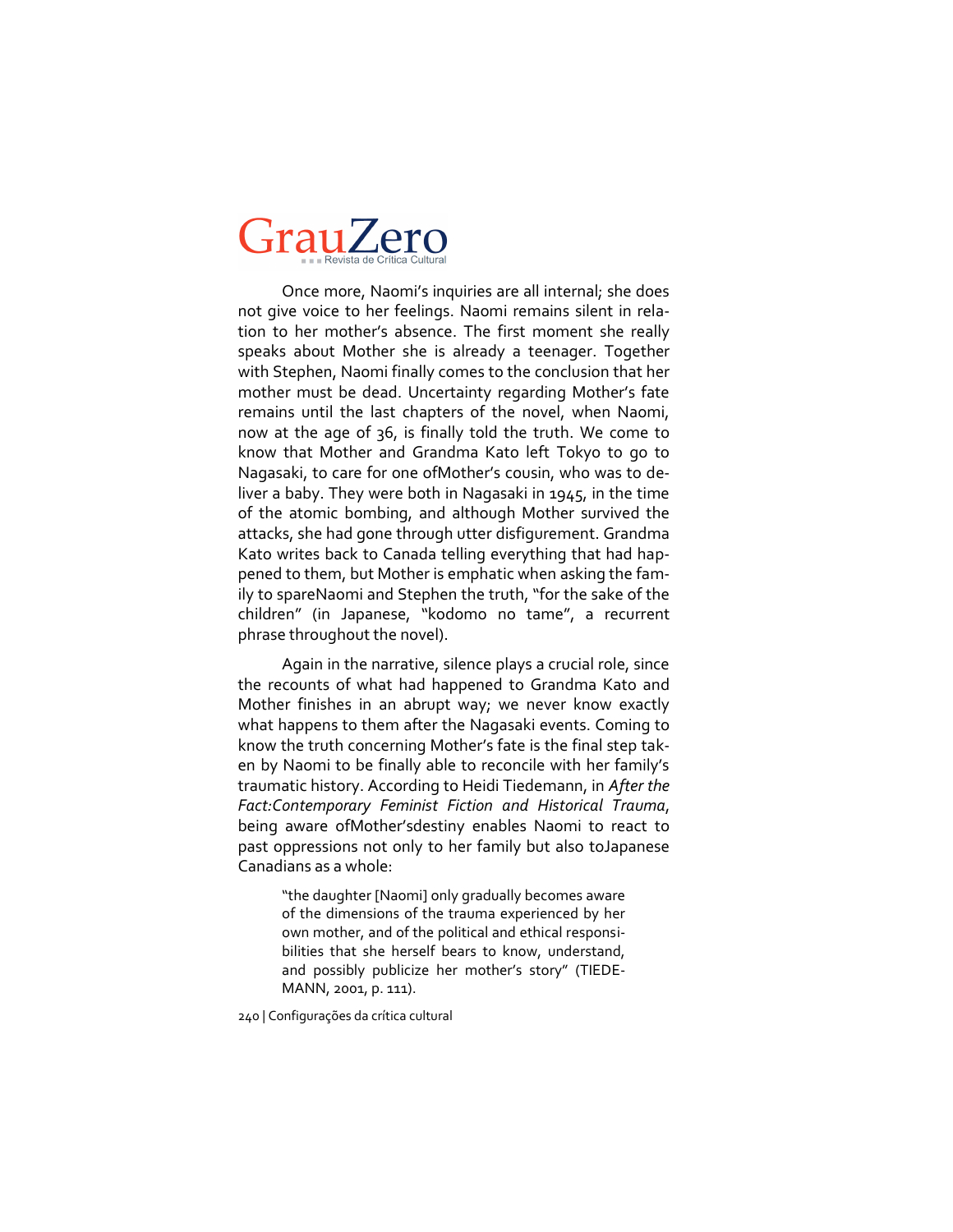Once more, Naomi's inquiries are all internal; she does not give voice to her feelings. Naomi remains silent in relation to her mother's absence. The first moment she really speaks about Mother she is already a teenager. Together with Stephen, Naomi finally comes to the conclusion that her mother must be dead. Uncertainty regarding Mother's fate remains until the last chapters of the novel, when Naomi, now at the age of 36, is finally told the truth. We come to know that Mother and Grandma Kato left Tokyo to go to Nagasaki, to care for one ofMother's cousin, who was to deliver a baby. They were both in Nagasaki in 1945, in the time of the atomic bombing, and although Mother survived the attacks, she had gone through utter disfigurement. Grandma Kato writes back to Canada telling everything that had happened to them, but Mother is emphatic when asking the family to spareNaomi and Stephen the truth, "for the sake of the children" (in Japanese, "kodomo no tame", a recurrent phrase throughout the novel).

Again in the narrative, silence plays a crucial role, since the recounts of what had happened to Grandma Kato and Mother finishes in an abrupt way; we never know exactly what happens to them after the Nagasaki events. Coming to know the truth concerning Mother's fate is the final step taken by Naomi to be finally able to reconcile with her family's traumatic history. According to Heidi Tiedemann, in *After the Fact:Contemporary Feminist Fiction and Historical Trauma*, being aware ofMother'sdestiny enables Naomi to react to past oppressions not only to her family but also toJapanese Canadians as a whole:

> "the daughter [Naomi] only gradually becomes aware of the dimensions of the trauma experienced by her own mother, and of the political and ethical responsibilities that she herself bears to know, understand, and possibly publicize her mother's story" (TIEDEMANN, 2001, p. 111).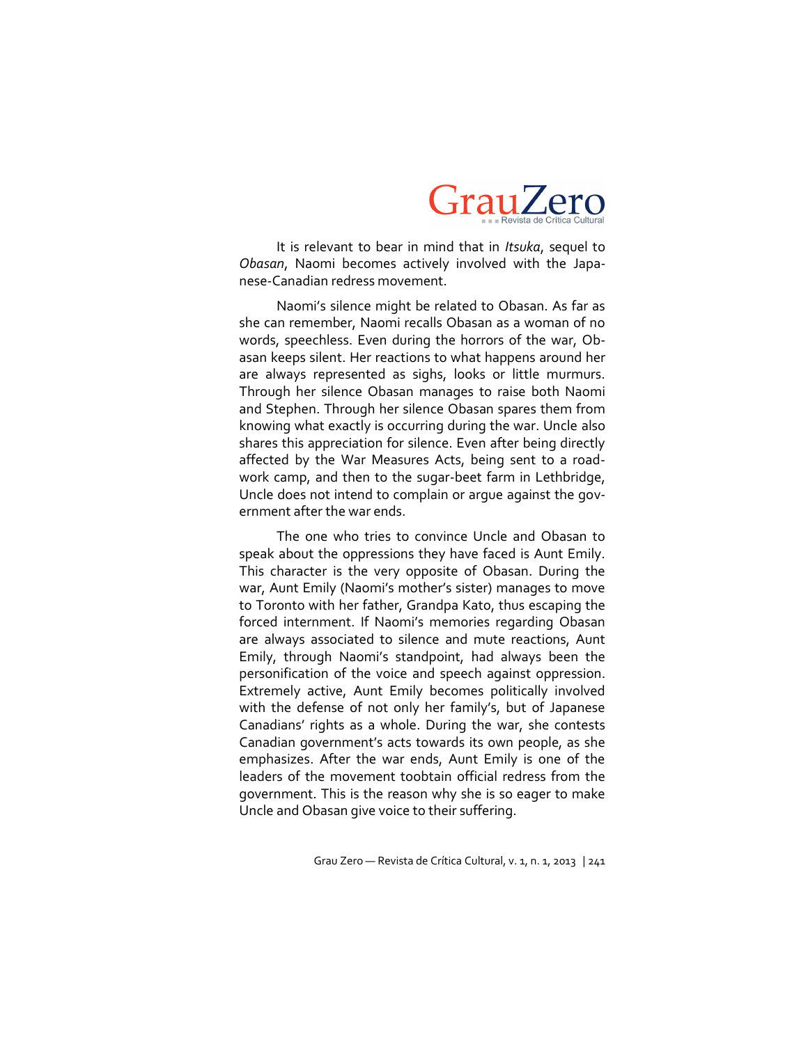It is relevant to bear in mind that in *Itsuka*, sequel to *Obasan*, Naomi becomes actively involved with the Japanese-Canadian redress movement.

Naomi's silence might be related to Obasan. As far as she can remember, Naomi recalls Obasan as a woman of no words, speechless. Even during the horrors of the war, Obasan keeps silent. Her reactions to what happens around her are always represented as sighs, looks or little murmurs. Through her silence Obasan manages to raise both Naomi and Stephen. Through her silence Obasan spares them from knowing what exactly is occurring during the war. Uncle also shares this appreciation for silence. Even after being directly affected by the War Measures Acts, being sent to a road-work camp, and then to the sugar-beet farm in Lethbridge, Uncle does not intend to complain or argue against the government after the war ends.

The one who tries to convince Uncle and Obasan to speak about the oppressions they have faced is Aunt Emily. This character is the very opposite of Obasan. During the war, Aunt Emily (Naomi's mother's sister) manages to move to Toronto with her father, Grandpa Kato, thus escaping the forced internment. If Naomi's memories regarding Obasan are always associated to silence and mute reactions, Aunt Emily, through Naomi's standpoint, had always been the personification of the voice and speech against oppression. Extremely active, Aunt Emily becomes politically involved with the defense of not only her family's, but of Japanese Canadians' rights as a whole. During the war, she contests Canadian government's acts towards its own people, as she emphasizes. After the war ends, Aunt Emily is one of the leaders of the movement toobtain official redress from the government. This is the reason why she is so eager to make Uncle and Obasan give voice to their suffering.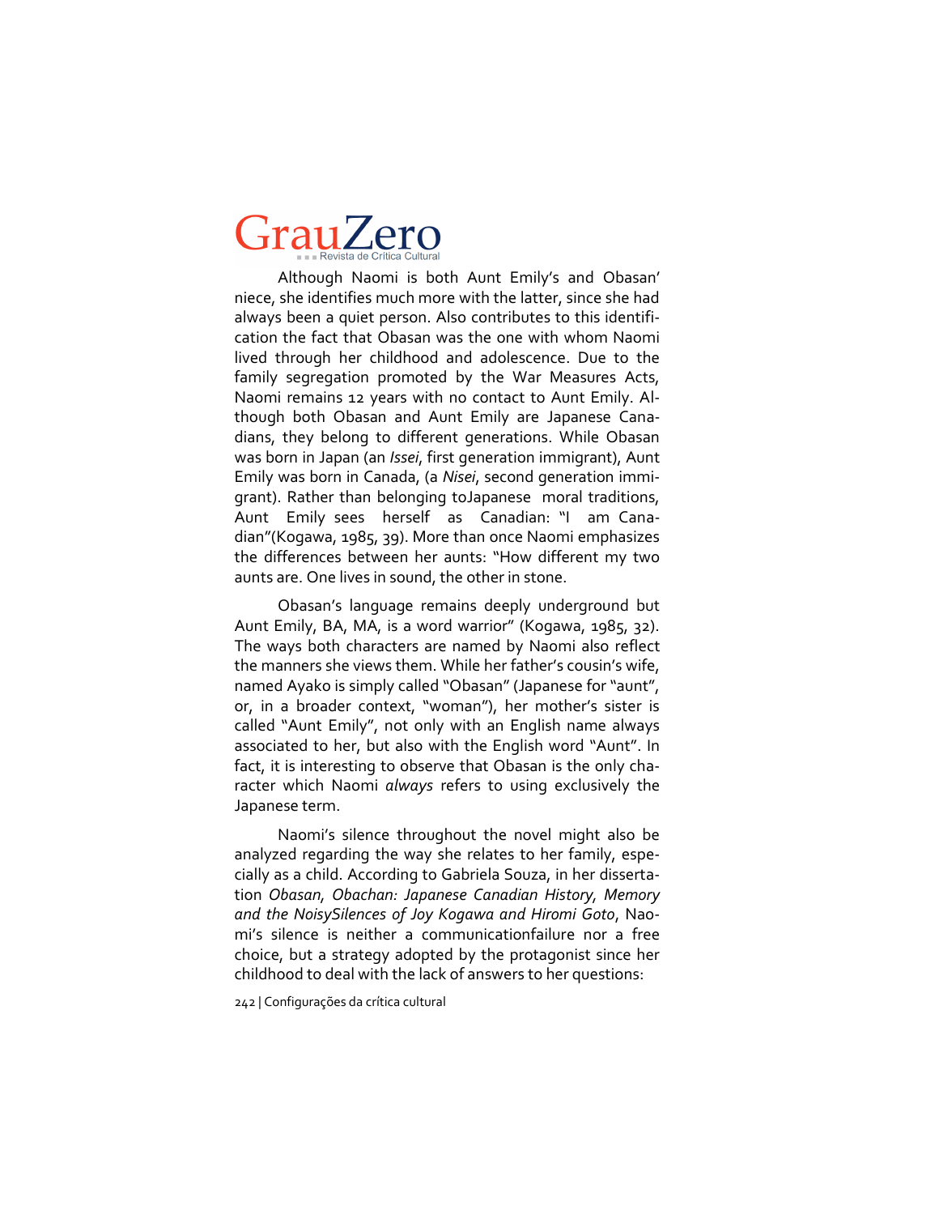Although Naomi is both Aunt Emily's and Obasan' niece, she identifies much more with the latter, since she had always been a quiet person. Also contributes to this identification the fact that Obasan was the one with whom Naomi lived through her childhood and adolescence. Due to the family segregation promoted by the War Measures Acts, Naomi remains 12 years with no contact to Aunt Emily. Although both Obasan and Aunt Emily are Japanese Canadians, they belong to different generations. While Obasan was born in Japan (an *Issei*, first generation immigrant), Aunt Emily was born in Canada, (a *Nisei*, second generation immigrant). Rather than belonging toJapanese moral traditions, Aunt Emily sees herself as Canadian: "I am Canadian"(Kogawa, 1985, 39). More than once Naomi emphasizes the differences between her aunts: "How different my two aunts are. One lives in sound, the other in stone.

Obasan's language remains deeply underground but Aunt Emily, BA, MA, is a word warrior" (Kogawa, 1985, 32). The ways both characters are named by Naomi also reflect the manners she views them. While her father's cousin's wife, named Ayako is simply called "Obasan" (Japanese for "aunt", or, in a broader context, "woman"), her mother's sister is called "Aunt Emily", not only with an English name always associated to her, but also with the English word "Aunt". In fact, it is interesting to observe that Obasan is the only character which Naomi *always* refers to using exclusively the Japanese term.

Naomi's silence throughout the novel might also be analyzed regarding the way she relates to her family, especially as a child. According to Gabriela Souza, in her dissertation *Obasan, Obachan: Japanese Canadian History, Memory and the NoisySilences of Joy Kogawa and Hiromi Goto*, Naomi's silence is neither a communicationfailure nor a free choice, but a strategy adopted by the protagonist since her childhood to deal with the lack of answers to her questions: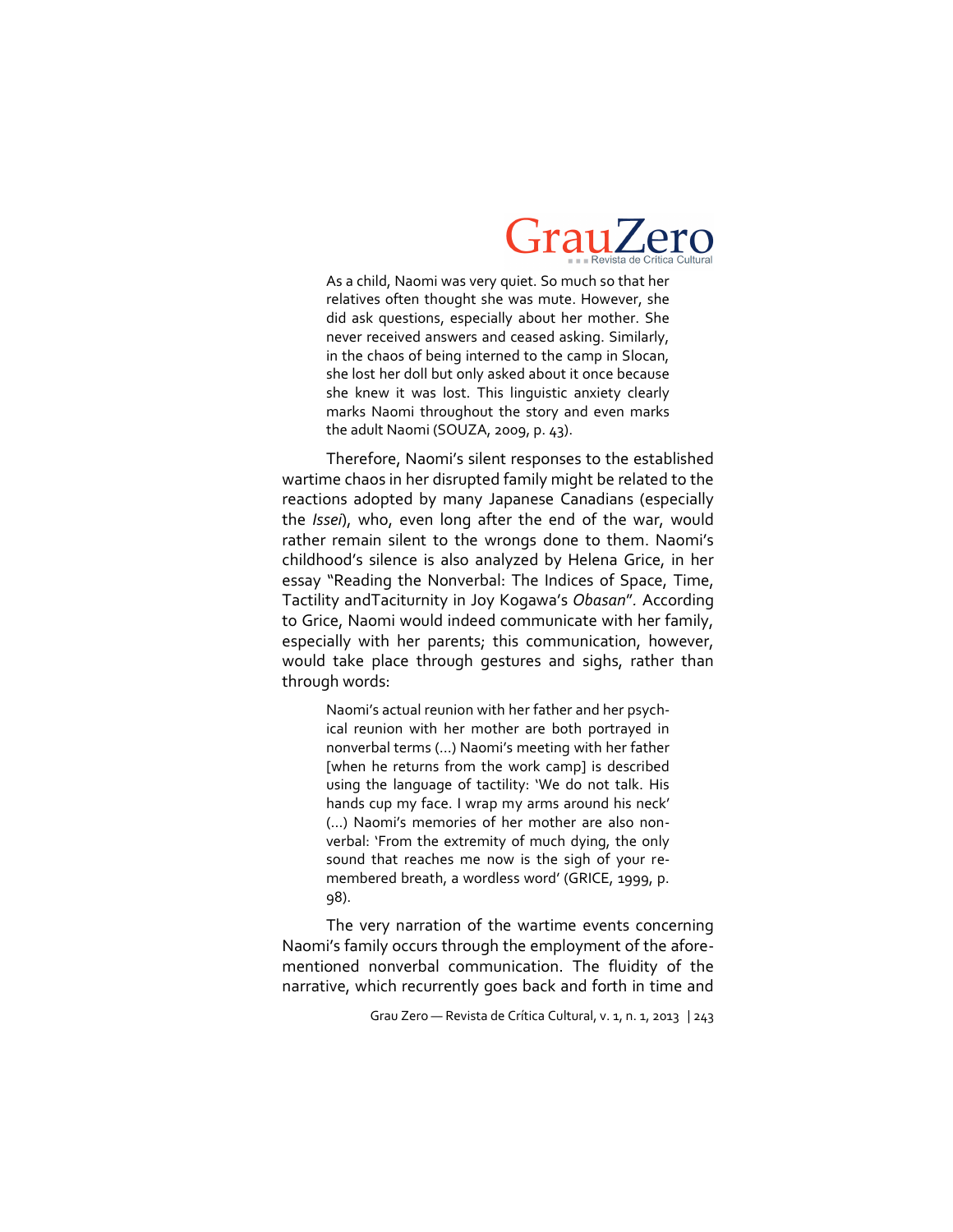> As a child, Naomi was very quiet. So much so that her relatives often thought she was mute. However, she did ask questions, especially about her mother. She never received answers and ceased asking. Similarly, in the chaos of being interned to the camp in Slocan, she lost her doll but only asked about it once because she knew it was lost. This linguistic anxiety clearly marks Naomi throughout the story and even marks the adult Naomi (SOUZA, 2009, p. 43).

Therefore, Naomi's silent responses to the established wartime chaos in her disrupted family might be related to the reactions adopted by many Japanese Canadians (especially the *Issei*), who, even long after the end of the war, would rather remain silent to the wrongs done to them. Naomi's childhood's silence is also analyzed by Helena Grice, in her essay "Reading the Nonverbal: The Indices of Space, Time, Tactility andTaciturnity in Joy Kogawa's *Obasan*". According to Grice, Naomi would indeed communicate with her family, especially with her parents; this communication, however, would take place through gestures and sighs, rather than through words:

> Naomi's actual reunion with her father and her psychical reunion with her mother are both portrayed in nonverbal terms (...) Naomi's meeting with her father [when he returns from the work camp] is described using the language of tactility: 'We do not talk. His hands cup my face. I wrap my arms around his neck' (...) Naomi's memories of her mother are also nonverbal: 'From the extremity of much dying, the only sound that reaches me now is the sigh of your remembered breath, a wordless word' (GRICE, 1999, p. 98).

The very narration of the wartime events concerning Naomi's family occurs through the employment of the aforementioned nonverbal communication. The fluidity of the narrative, which recurrently goes back and forth in time and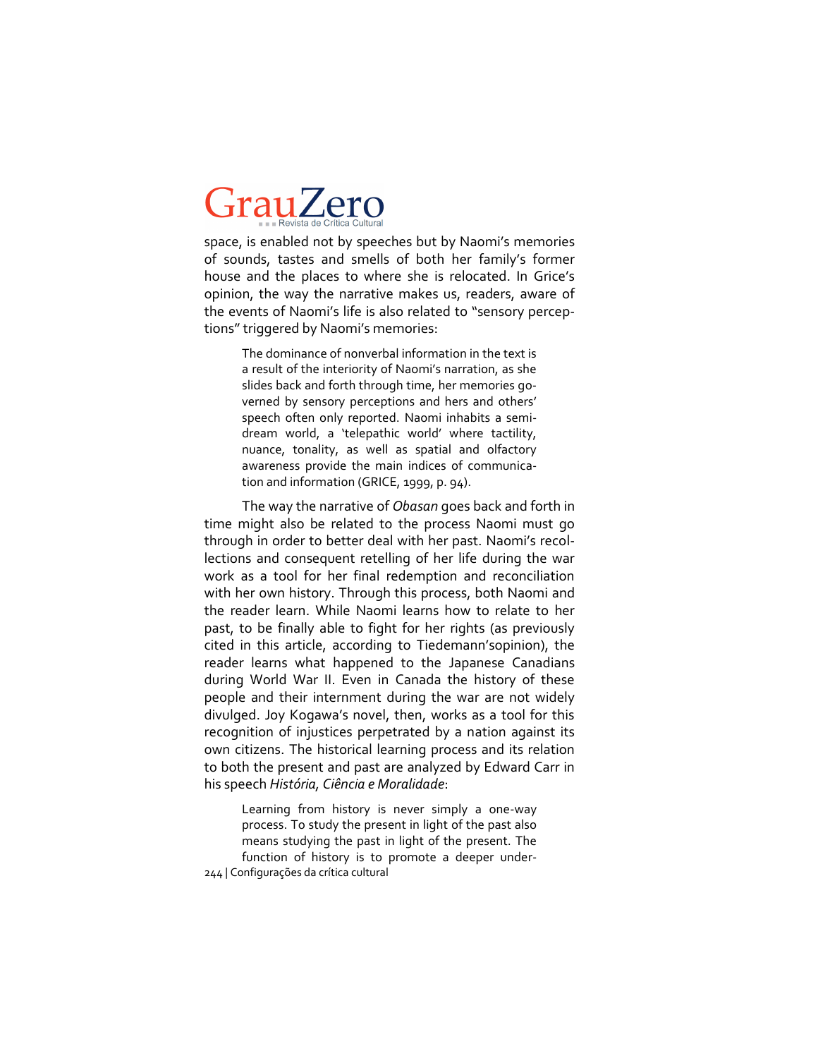space, is enabled not by speeches but by Naomi's memories of sounds, tastes and smells of both her family's former house and the places to where she is relocated. In Grice's opinion, the way the narrative makes us, readers, aware of the events of Naomi's life is also related to "sensory perceptions" triggered by Naomi's memories:

> The dominance of nonverbal information in the text is a result of the interiority of Naomi's narration, as she slides back and forth through time, her memories governed by sensory perceptions and hers and others' speech often only reported. Naomi inhabits a semi-dream world, a 'telepathic world' where tactility, nuance, tonality, as well as spatial and olfactory awareness provide the main indices of communication and information (GRICE, 1999, p. 94).

The way the narrative of *Obasan* goes back and forth in time might also be related to the process Naomi must go through in order to better deal with her past. Naomi's recollections and consequent retelling of her life during the war work as a tool for her final redemption and reconciliation with her own history. Through this process, both Naomi and the reader learn. While Naomi learns how to relate to her past, to be finally able to fight for her rights (as previously cited in this article, according to Tiedemann'sopinion), the reader learns what happened to the Japanese Canadians during World War II. Even in Canada the history of these people and their internment during the war are not widely divulged. Joy Kogawa's novel, then, works as a tool for this recognition of injustices perpetrated by a nation against its own citizens. The historical learning process and its relation to both the present and past are analyzed by Edward Carr in his speech *História, Ciência e Moralidade*:

> Learning from history is never simply a one-way process. To study the present in light of the past also means studying the past in light of the present. The function of history is to promote a deeper under-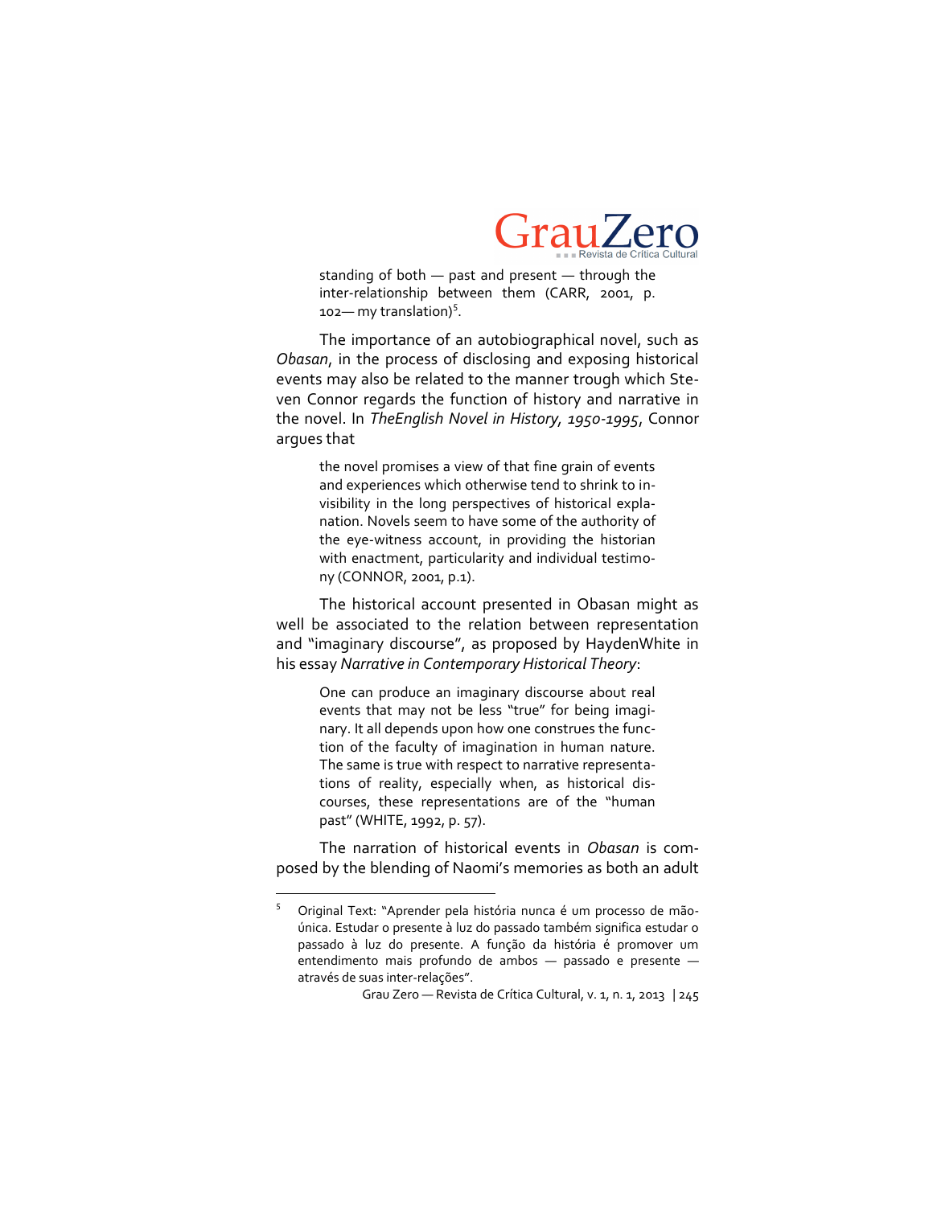standing of both — past and present — through the inter-relationship between them (CARR, 2001, p. 102— my translation)[5].

The importance of an autobiographical novel, such as *Obasan*, in the process of disclosing and exposing historical events may also be related to the manner trough which Steven Connor regards the function of history and narrative in the novel. In *TheEnglish Novel in History, 1950-1995*, Connor argues that

> the novel promises a view of that fine grain of events and experiences which otherwise tend to shrink to invisibility in the long perspectives of historical explanation. Novels seem to have some of the authority of the eye-witness account, in providing the historian with enactment, particularity and individual testimony (CONNOR, 2001, p.1).

The historical account presented in Obasan might as well be associated to the relation between representation and "imaginary discourse", as proposed by HaydenWhite in his essay *Narrative in Contemporary Historical Theory*:

> One can produce an imaginary discourse about real events that may not be less "true" for being imaginary. It all depends upon how one construes the function of the faculty of imagination in human nature. The same is true with respect to narrative representations of reality, especially when, as historical discourses, these representations are of the "human past" (WHITE, 1992, p. 57).

The narration of historical events in *Obasan* is composed by the blending of Naomi's memories as both an adult

---

[5] Original Text: "Aprender pela história nunca é um processo de mão-única. Estudar o presente à luz do passado também significa estudar o passado à luz do presente. A função da história é promover um entendimento mais profundo de ambos — passado e presente — através de suas inter-relações".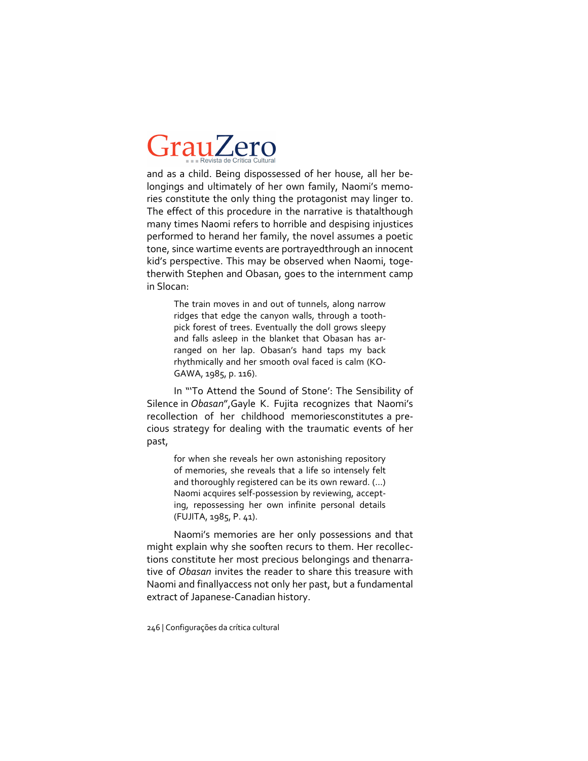and as a child. Being dispossessed of her house, all her belongings and ultimately of her own family, Naomi's memories constitute the only thing the protagonist may linger to. The effect of this procedure in the narrative is thatalthough many times Naomi refers to horrible and despising injustices performed to herand her family, the novel assumes a poetic tone, since wartime events are portrayedthrough an innocent kid's perspective. This may be observed when Naomi, togetherwith Stephen and Obasan, goes to the internment camp in Slocan:

> The train moves in and out of tunnels, along narrow ridges that edge the canyon walls, through a toothpick forest of trees. Eventually the doll grows sleepy and falls asleep in the blanket that Obasan has arranged on her lap. Obasan's hand taps my back rhythmically and her smooth oval faced is calm (KOGAWA, 1985, p. 116).

In "'To Attend the Sound of Stone': The Sensibility of Silence in *Obasan*",Gayle K. Fujita recognizes that Naomi's recollection of her childhood memoriesconstitutes a precious strategy for dealing with the traumatic events of her past,

> for when she reveals her own astonishing repository of memories, she reveals that a life so intensely felt and thoroughly registered can be its own reward. (...) Naomi acquires self-possession by reviewing, accepting, repossessing her own infinite personal details (FUJITA, 1985, P. 41).

Naomi's memories are her only possessions and that might explain why she sooften recurs to them. Her recollections constitute her most precious belongings and thenarrative of *Obasan* invites the reader to share this treasure with Naomi and finallyaccess not only her past, but a fundamental extract of Japanese-Canadian history.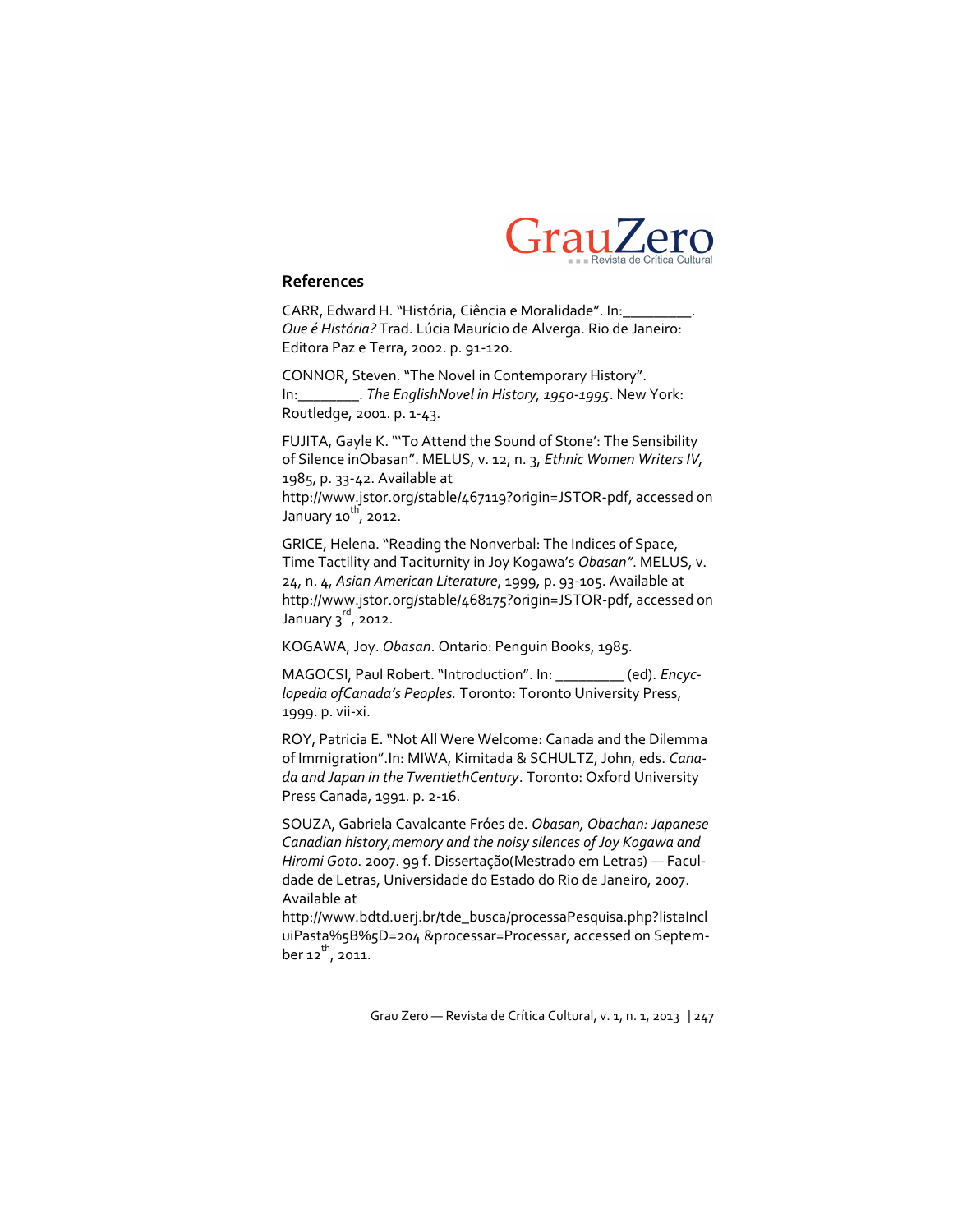## References

CARR, Edward H. "História, Ciência e Moralidade". In:_________. *Que é História?* Trad. Lúcia Maurício de Alverga. Rio de Janeiro: Editora Paz e Terra, 2002. p. 91-120.

CONNOR, Steven. "The Novel in Contemporary History". In:________. *The EnglishNovel in History, 1950-1995*. New York: Routledge, 2001. p. 1-43.

FUJITA, Gayle K. "'To Attend the Sound of Stone': The Sensibility of Silence inObasan". MELUS, v. 12, n. 3, *Ethnic Women Writers IV*, 1985, p. 33-42. Available at http://www.jstor.org/stable/467119?origin=JSTOR-pdf, accessed on January 10th, 2012.

GRICE, Helena. "Reading the Nonverbal: The Indices of Space, Time Tactility and Taciturnity in Joy Kogawa's *Obasan"*. MELUS, v. 24, n. 4, *Asian American Literature*, 1999, p. 93-105. Available at http://www.jstor.org/stable/468175?origin=JSTOR-pdf, accessed on January 3rd, 2012.

KOGAWA, Joy. *Obasan*. Ontario: Penguin Books, 1985.

MAGOCSI, Paul Robert. "Introduction". In: _________ (ed). *Encyclopedia ofCanada's Peoples.* Toronto: Toronto University Press, 1999. p. vii-xi.

ROY, Patricia E. "Not All Were Welcome: Canada and the Dilemma of Immigration".In: MIWA, Kimitada & SCHULTZ, John, eds. *Canada and Japan in the TwentiethCentury*. Toronto: Oxford University Press Canada, 1991. p. 2-16.

SOUZA, Gabriela Cavalcante Fróes de. *Obasan, Obachan: Japanese Canadian history,memory and the noisy silences of Joy Kogawa and Hiromi Goto*. 2007. 99 f. Dissertação(Mestrado em Letras) — Faculdade de Letras, Universidade do Estado do Rio de Janeiro, 2007. Available at http://www.bdtd.uerj.br/tde_busca/processaPesquisa.php?listaIncluiPasta%5B%5D=204 &processar=Processar, accessed on September 12th, 2011.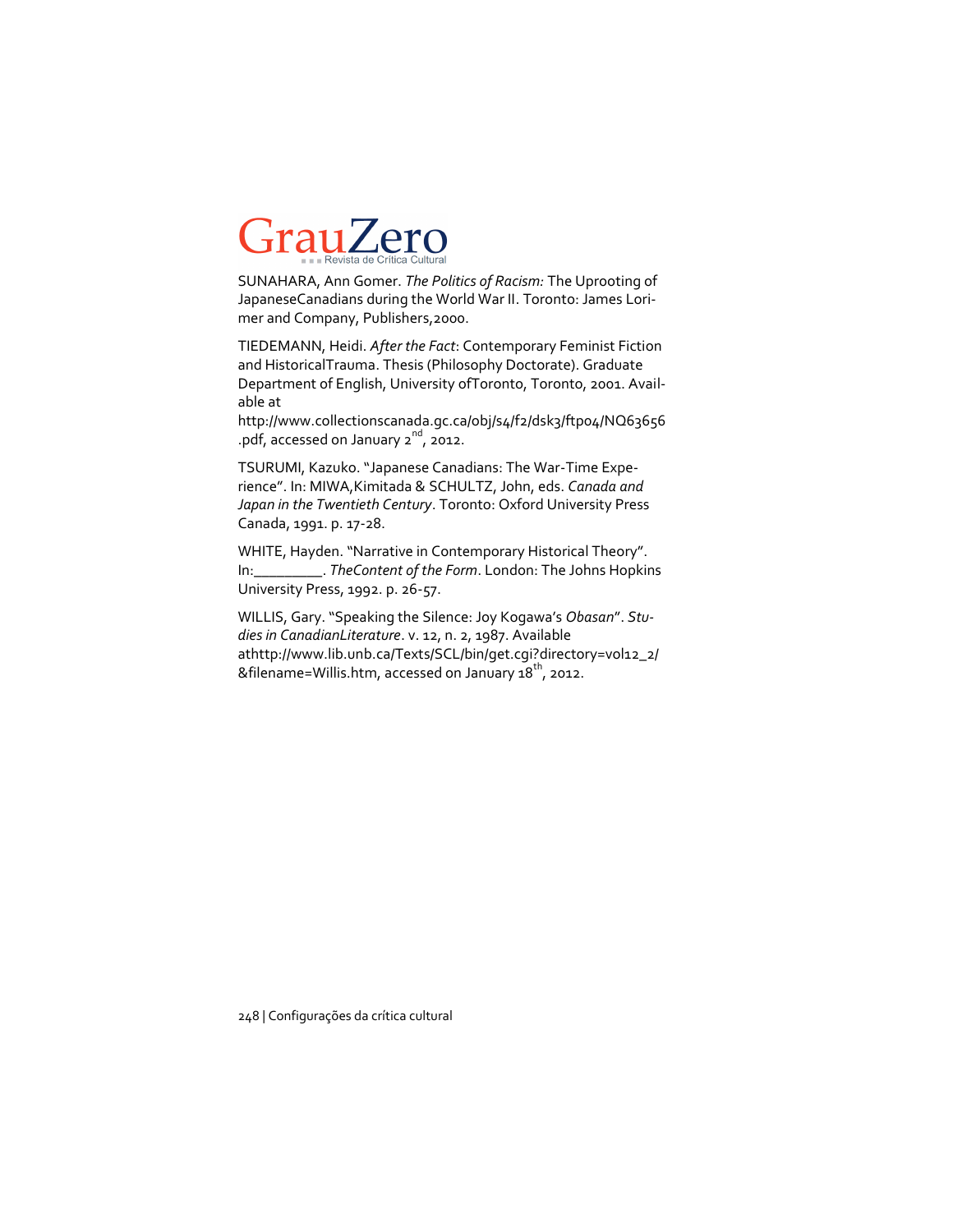SUNAHARA, Ann Gomer. *The Politics of Racism:* The Uprooting of JapaneseCanadians during the World War II. Toronto: James Lorimer and Company, Publishers,2000.

TIEDEMANN, Heidi. *After the Fact*: Contemporary Feminist Fiction and HistoricalTrauma. Thesis (Philosophy Doctorate). Graduate Department of English, University ofToronto, Toronto, 2001. Available at http://www.collectionscanada.gc.ca/obj/s4/f2/dsk3/ftp04/NQ63656.pdf, accessed on January 2nd, 2012.

TSURUMI, Kazuko. "Japanese Canadians: The War-Time Experience". In: MIWA,Kimitada & SCHULTZ, John, eds. *Canada and Japan in the Twentieth Century*. Toronto: Oxford University Press Canada, 1991. p. 17-28.

WHITE, Hayden. "Narrative in Contemporary Historical Theory". In:_________. *TheContent of the Form*. London: The Johns Hopkins University Press, 1992. p. 26-57.

WILLIS, Gary. "Speaking the Silence: Joy Kogawa's *Obasan*". *Studies in CanadianLiterature*. v. 12, n. 2, 1987. Available athttp://www.lib.unb.ca/Texts/SCL/bin/get.cgi?directory=vol12_2/&filename=Willis.htm, accessed on January 18th, 2012.